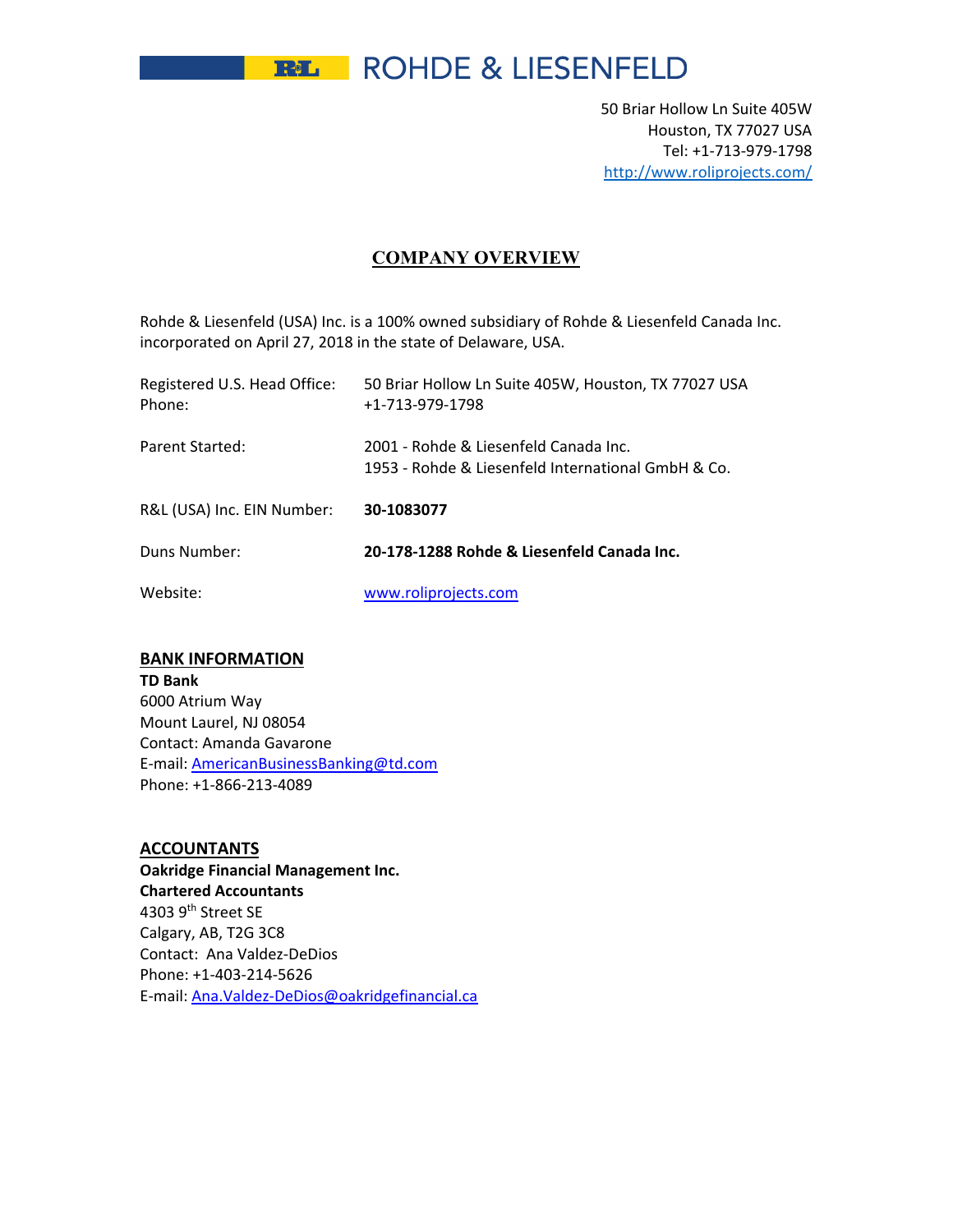# ROHDE & LIESENFELD

50 Briar Hollow Ln Suite 405W
Houston, TX 77027 USA
Tel: +1-713-979-1798
http://www.roliprojects.com/

## COMPANY OVERVIEW

Rohde & Liesenfeld (USA) Inc. is a 100% owned subsidiary of Rohde & Liesenfeld Canada Inc. incorporated on April 27, 2018 in the state of Delaware, USA.

| | |
|---|---|
| Registered U.S. Head Office:<br>Phone: | 50 Briar Hollow Ln Suite 405W, Houston, TX 77027 USA<br>+1-713-979-1798 |
| Parent Started: | 2001 - Rohde & Liesenfeld Canada Inc.<br>1953 - Rohde & Liesenfeld International GmbH & Co. |
| R&L (USA) Inc. EIN Number: | **30-1083077** |
| Duns Number: | **20-178-1288 Rohde & Liesenfeld Canada Inc.** |
| Website: | www.roliprojects.com |

### BANK INFORMATION

**TD Bank**
6000 Atrium Way
Mount Laurel, NJ 08054
Contact: Amanda Gavarone
E-mail: AmericanBusinessBanking@td.com
Phone: +1-866-213-4089

### ACCOUNTANTS

**Oakridge Financial Management Inc.**
**Chartered Accountants**
4303 9th Street SE
Calgary, AB, T2G 3C8
Contact: Ana Valdez-DeDios
Phone: +1-403-214-5626
E-mail: Ana.Valdez-DeDios@oakridgefinancial.ca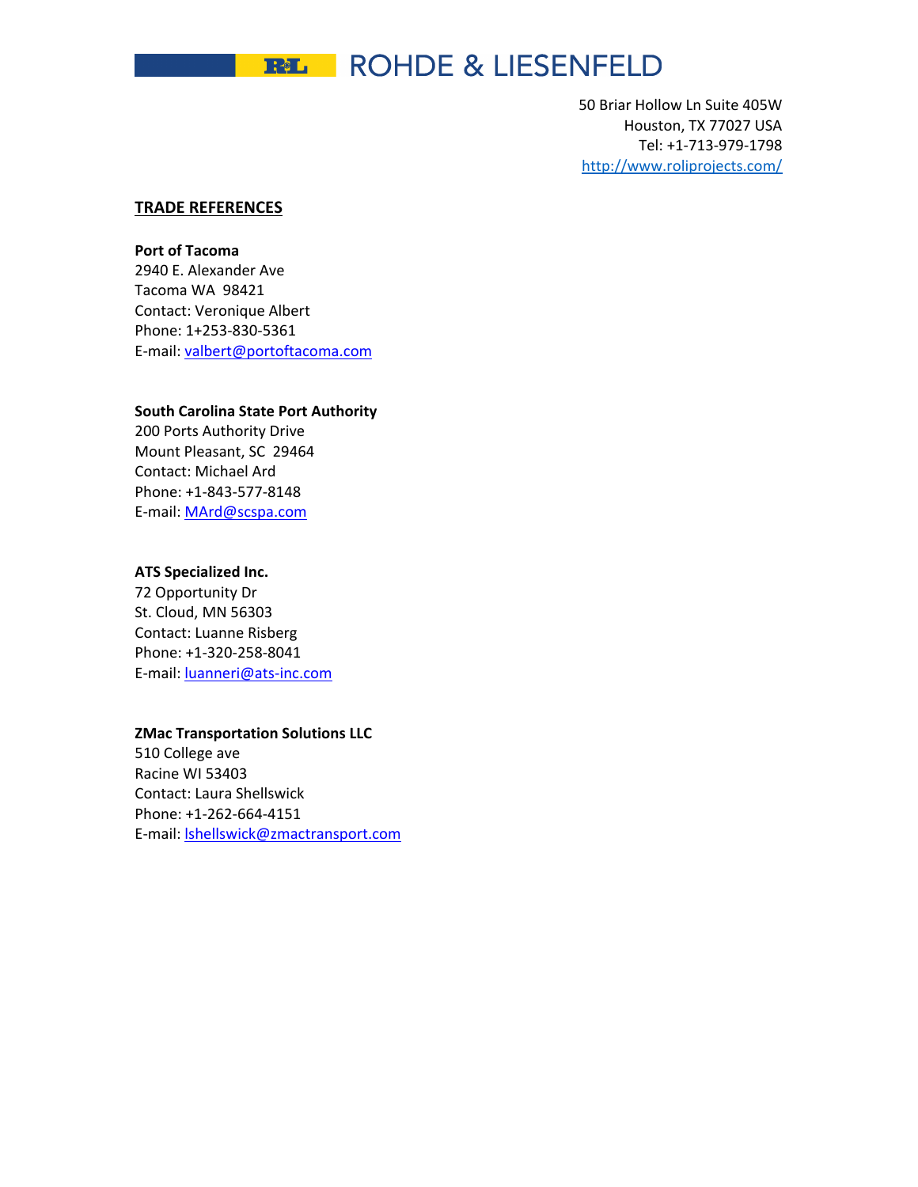# ROHDE & LIESENFELD

50 Briar Hollow Ln Suite 405W
Houston, TX 77027 USA
Tel: +1-713-979-1798
http://www.roliprojects.com/

## TRADE REFERENCES

**Port of Tacoma**
2940 E. Alexander Ave
Tacoma WA 98421
Contact: Veronique Albert
Phone: 1+253-830-5361
E-mail: valbert@portoftacoma.com

**South Carolina State Port Authority**
200 Ports Authority Drive
Mount Pleasant, SC 29464
Contact: Michael Ard
Phone: +1-843-577-8148
E-mail: MArd@scspa.com

**ATS Specialized Inc.**
72 Opportunity Dr
St. Cloud, MN 56303
Contact: Luanne Risberg
Phone: +1-320-258-8041
E-mail: luanneri@ats-inc.com

**ZMac Transportation Solutions LLC**
510 College ave
Racine WI 53403
Contact: Laura Shellswick
Phone: +1-262-664-4151
E-mail: lshellswick@zmactransport.com